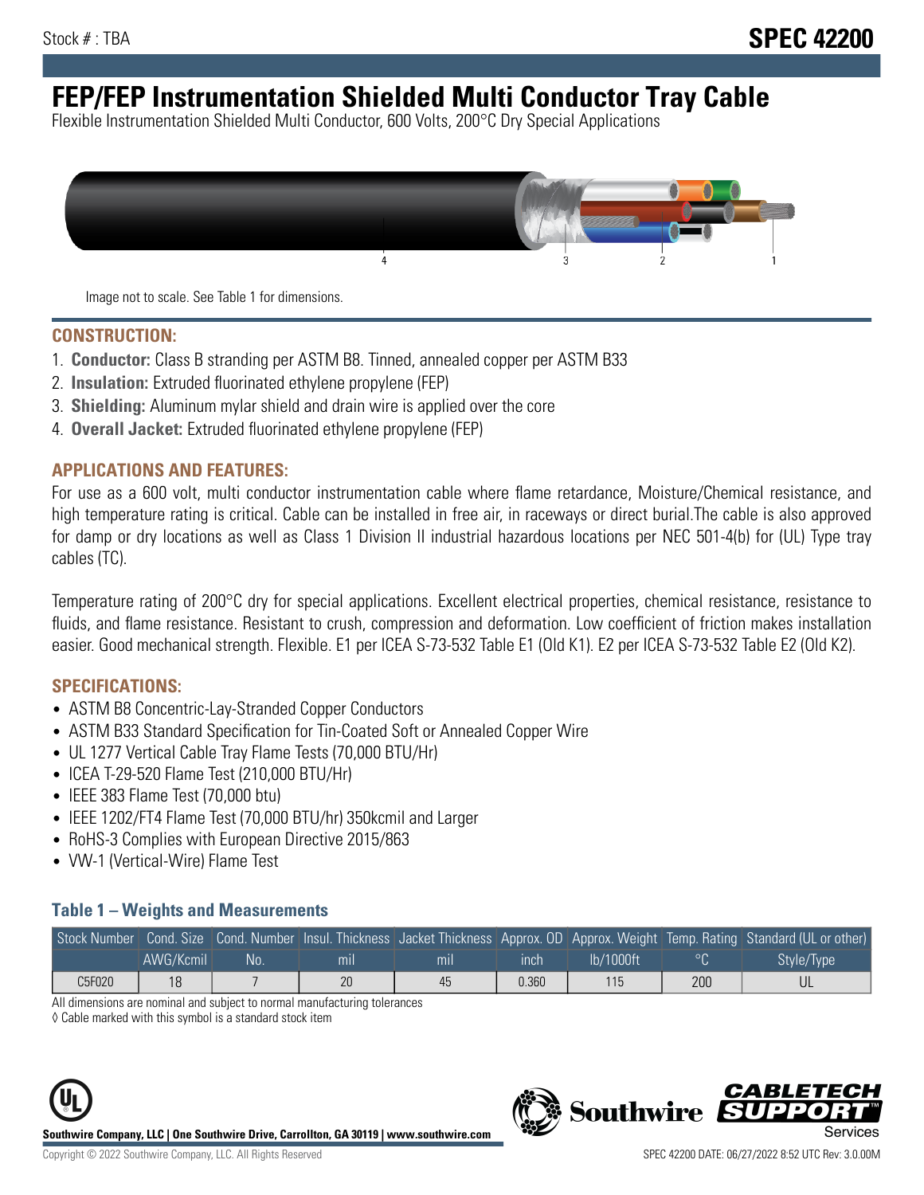Stock # : TBA

# SPEC 42200

# FEP/FEP Instrumentation Shielded Multi Conductor Tray Cable

Flexible Instrumentation Shielded Multi Conductor, 600 Volts, 200°C Dry Special Applications

Image not to scale. See Table 1 for dimensions.

## CONSTRUCTION:

1. **Conductor:** Class B stranding per ASTM B8. Tinned, annealed copper per ASTM B33
2. **Insulation:** Extruded fluorinated ethylene propylene (FEP)
3. **Shielding:** Aluminum mylar shield and drain wire is applied over the core
4. **Overall Jacket:** Extruded fluorinated ethylene propylene (FEP)

## APPLICATIONS AND FEATURES:

For use as a 600 volt, multi conductor instrumentation cable where flame retardance, Moisture/Chemical resistance, and high temperature rating is critical. Cable can be installed in free air, in raceways or direct burial.The cable is also approved for damp or dry locations as well as Class 1 Division II industrial hazardous locations per NEC 501-4(b) for (UL) Type tray cables (TC).

Temperature rating of 200°C dry for special applications. Excellent electrical properties, chemical resistance, resistance to fluids, and flame resistance. Resistant to crush, compression and deformation. Low coefficient of friction makes installation easier. Good mechanical strength. Flexible. E1 per ICEA S-73-532 Table E1 (Old K1). E2 per ICEA S-73-532 Table E2 (Old K2).

## SPECIFICATIONS:

- ASTM B8 Concentric-Lay-Stranded Copper Conductors
- ASTM B33 Standard Specification for Tin-Coated Soft or Annealed Copper Wire
- UL 1277 Vertical Cable Tray Flame Tests (70,000 BTU/Hr)
- ICEA T-29-520 Flame Test (210,000 BTU/Hr)
- IEEE 383 Flame Test (70,000 btu)
- IEEE 1202/FT4 Flame Test (70,000 BTU/hr) 350kcmil and Larger
- RoHS-3 Complies with European Directive 2015/863
- VW-1 (Vertical-Wire) Flame Test

### Table 1 – Weights and Measurements

| Stock Number | Cond. Size | Cond. Number | Insul. Thickness | Jacket Thickness | Approx. OD | Approx. Weight | Temp. Rating | Standard (UL or other) |
|---|---|---|---|---|---|---|---|---|
| | AWG/Kcmil | No. | mil | mil | inch | lb/1000ft | °C | Style/Type |
| C5F020 | 18 | 7 | 20 | 45 | 0.360 | 115 | 200 | UL |

All dimensions are nominal and subject to normal manufacturing tolerances

◊ Cable marked with this symbol is a standard stock item

**Southwire Company, LLC | One Southwire Drive, Carrollton, GA 30119 | www.southwire.com**

Copyright © 2022 Southwire Company, LLC. All Rights Reserved

SPEC 42200 DATE: 06/27/2022 8:52 UTC Rev: 3.0.00M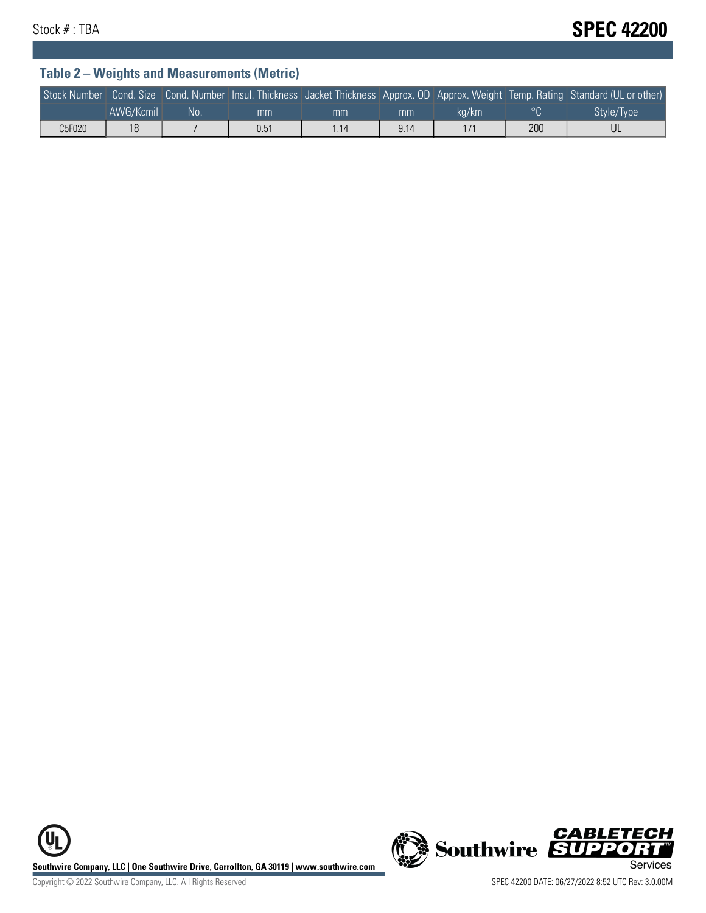### Table 2 – Weights and Measurements (Metric)

| Stock Number | Cond. Size | Cond. Number | Insul. Thickness | Jacket Thickness | Approx. OD | Approx. Weight | Temp. Rating | Standard (UL or other) |
|---|---|---|---|---|---|---|---|---|
| | AWG/Kcmil | No. | mm | mm | mm | kg/km | °C | Style/Type |
| C5F020 | 18 | 7 | 0.51 | 1.14 | 9.14 | 171 | 200 | UL |

**Southwire Company, LLC | One Southwire Drive, Carrollton, GA 30119 | www.southwire.com**

Copyright © 2022 Southwire Company, LLC. All Rights Reserved

SPEC 42200 DATE: 06/27/2022 8:52 UTC Rev: 3.0.00M